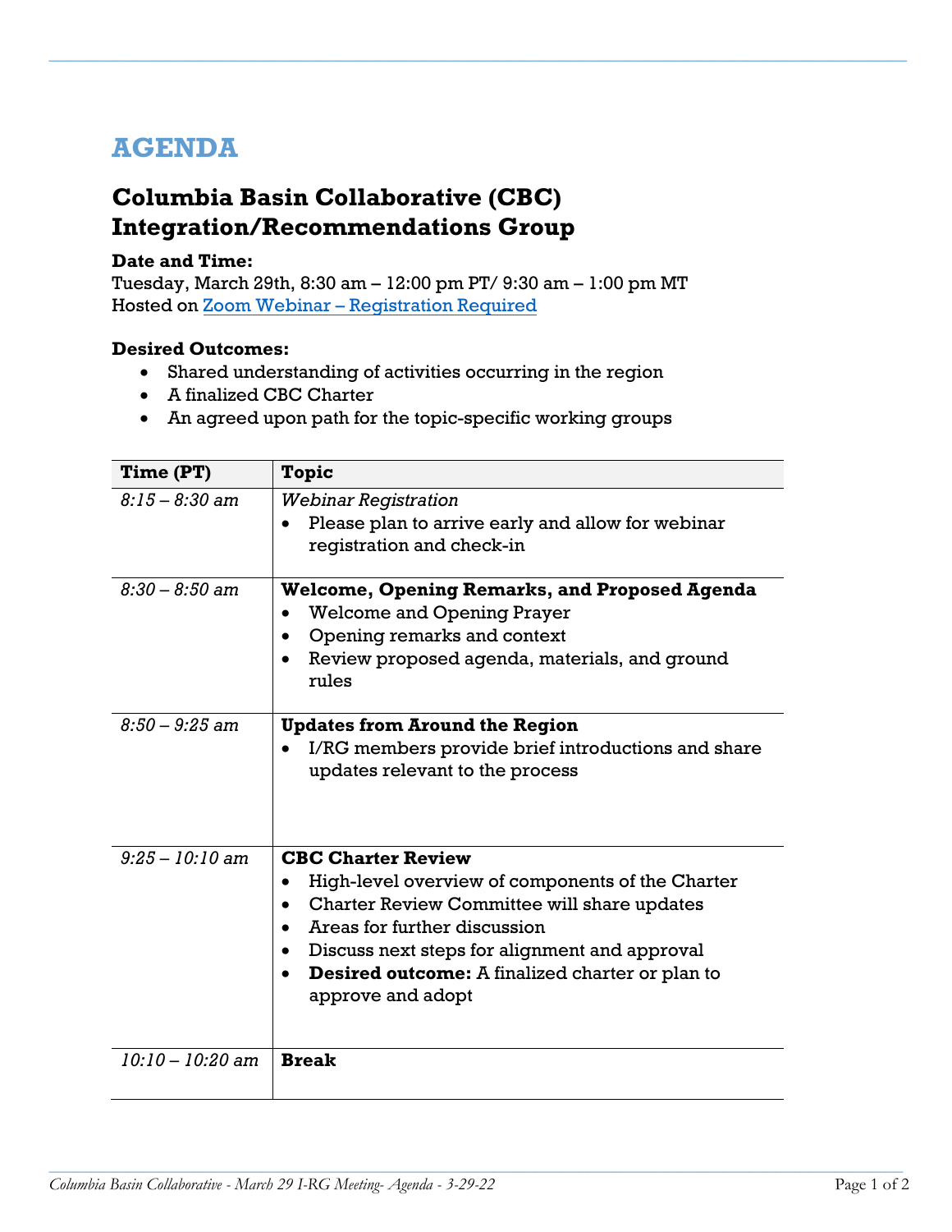# AGENDA

## Columbia Basin Collaborative (CBC) Integration/Recommendations Group

**Date and Time:**
Tuesday, March 29th, 8:30 am – 12:00 pm PT/ 9:30 am – 1:00 pm MT
Hosted on Zoom Webinar – Registration Required

**Desired Outcomes:**

- Shared understanding of activities occurring in the region
- A finalized CBC Charter
- An agreed upon path for the topic-specific working groups

| Time (PT) | Topic |
|---|---|
| *8:15 – 8:30 am* | *Webinar Registration*<br>• Please plan to arrive early and allow for webinar registration and check-in |
| *8:30 – 8:50 am* | **Welcome, Opening Remarks, and Proposed Agenda**<br>• Welcome and Opening Prayer<br>• Opening remarks and context<br>• Review proposed agenda, materials, and ground rules |
| *8:50 – 9:25 am* | **Updates from Around the Region**<br>• I/RG members provide brief introductions and share updates relevant to the process |
| *9:25 – 10:10 am* | **CBC Charter Review**<br>• High-level overview of components of the Charter<br>• Charter Review Committee will share updates<br>• Areas for further discussion<br>• Discuss next steps for alignment and approval<br>• **Desired outcome:** A finalized charter or plan to approve and adopt |
| *10:10 – 10:20 am* | **Break** |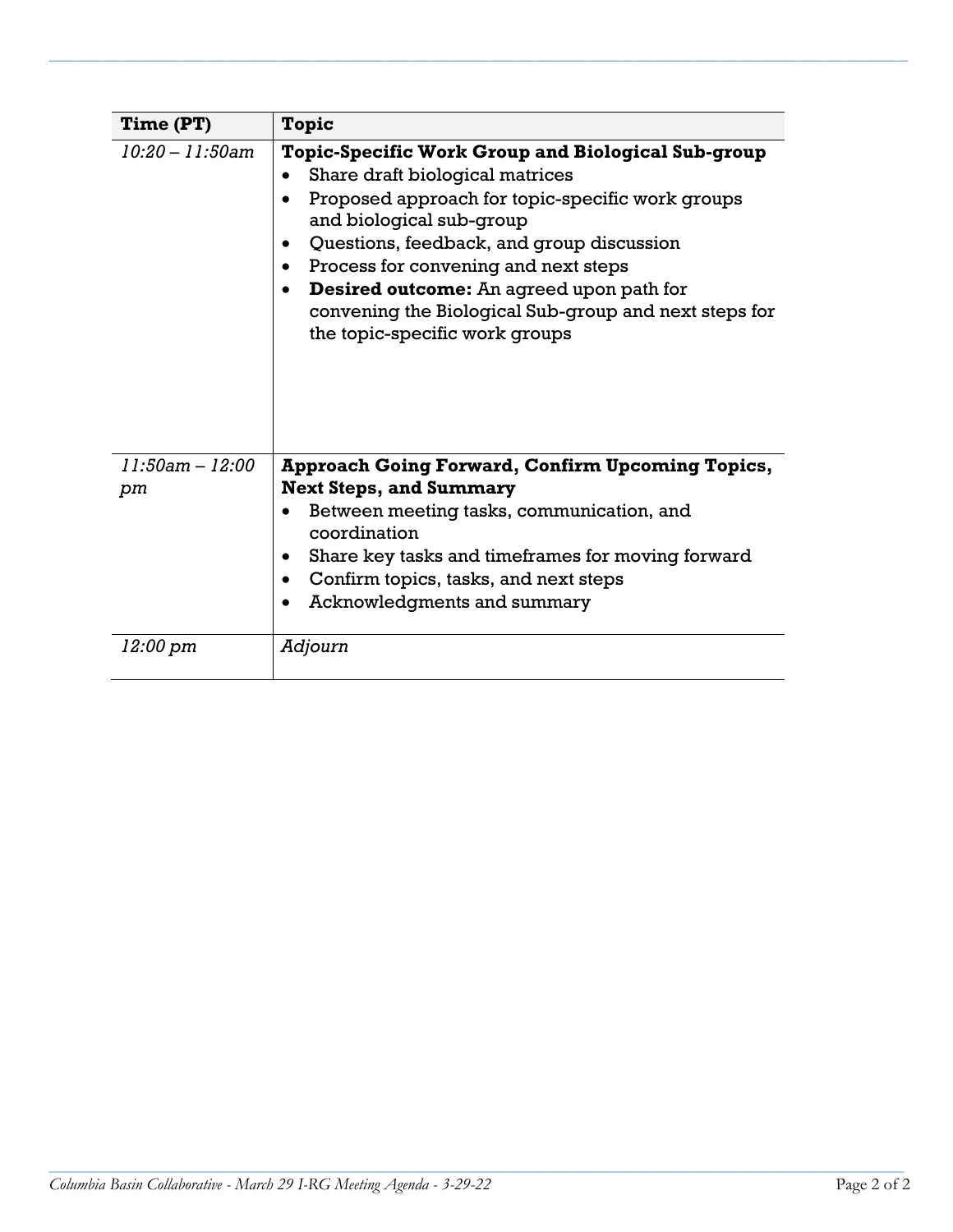| Time (PT) | Topic |
|---|---|
| *10:20 – 11:50am* | **Topic-Specific Work Group and Biological Sub-group**<br>• Share draft biological matrices<br>• Proposed approach for topic-specific work groups and biological sub-group<br>• Questions, feedback, and group discussion<br>• Process for convening and next steps<br>• **Desired outcome:** An agreed upon path for convening the Biological Sub-group and next steps for the topic-specific work groups |
| *11:50am – 12:00 pm* | **Approach Going Forward, Confirm Upcoming Topics, Next Steps, and Summary**<br>• Between meeting tasks, communication, and coordination<br>• Share key tasks and timeframes for moving forward<br>• Confirm topics, tasks, and next steps<br>• Acknowledgments and summary |
| *12:00 pm* | *Adjourn* |